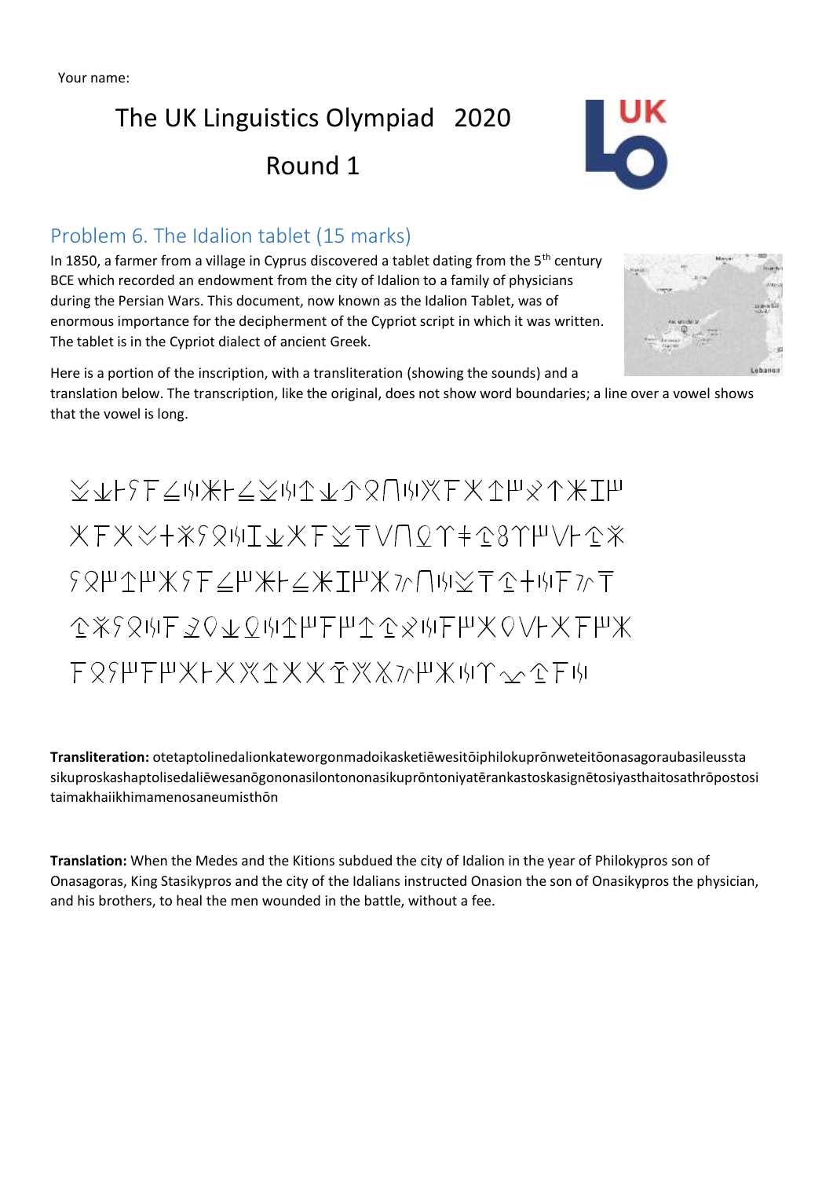Your name:

# The UK Linguistics Olympiad 2020

# Round 1

## Problem 6. The Idalion tablet (15 marks)

In 1850, a farmer from a village in Cyprus discovered a tablet dating from the 5th century BCE which recorded an endowment from the city of Idalion to a family of physicians during the Persian Wars. This document, now known as the Idalion Tablet, was of enormous importance for the decipherment of the Cypriot script in which it was written. The tablet is in the Cypriot dialect of ancient Greek.

Here is a portion of the inscription, with a transliteration (showing the sounds) and a translation below. The transcription, like the original, does not show word boundaries; a line over a vowel shows that the vowel is long.

**Transliteration:** otetaptolinedalionkateworgonmadoikasketiēwesitōiphilokuprōnweteitōonasagoraubasileussta sikuproskashaptolisedaliēwesanōgononasilontononasikuprōntoniyatērankastoskasignētosiyasthaitosathrōpostosi taimakhaiikhimamenosaneumisthōn

**Translation:** When the Medes and the Kitions subdued the city of Idalion in the year of Philokypros son of Onasagoras, King Stasikypros and the city of the Idalians instructed Onasion the son of Onasikypros the physician, and his brothers, to heal the men wounded in the battle, without a fee.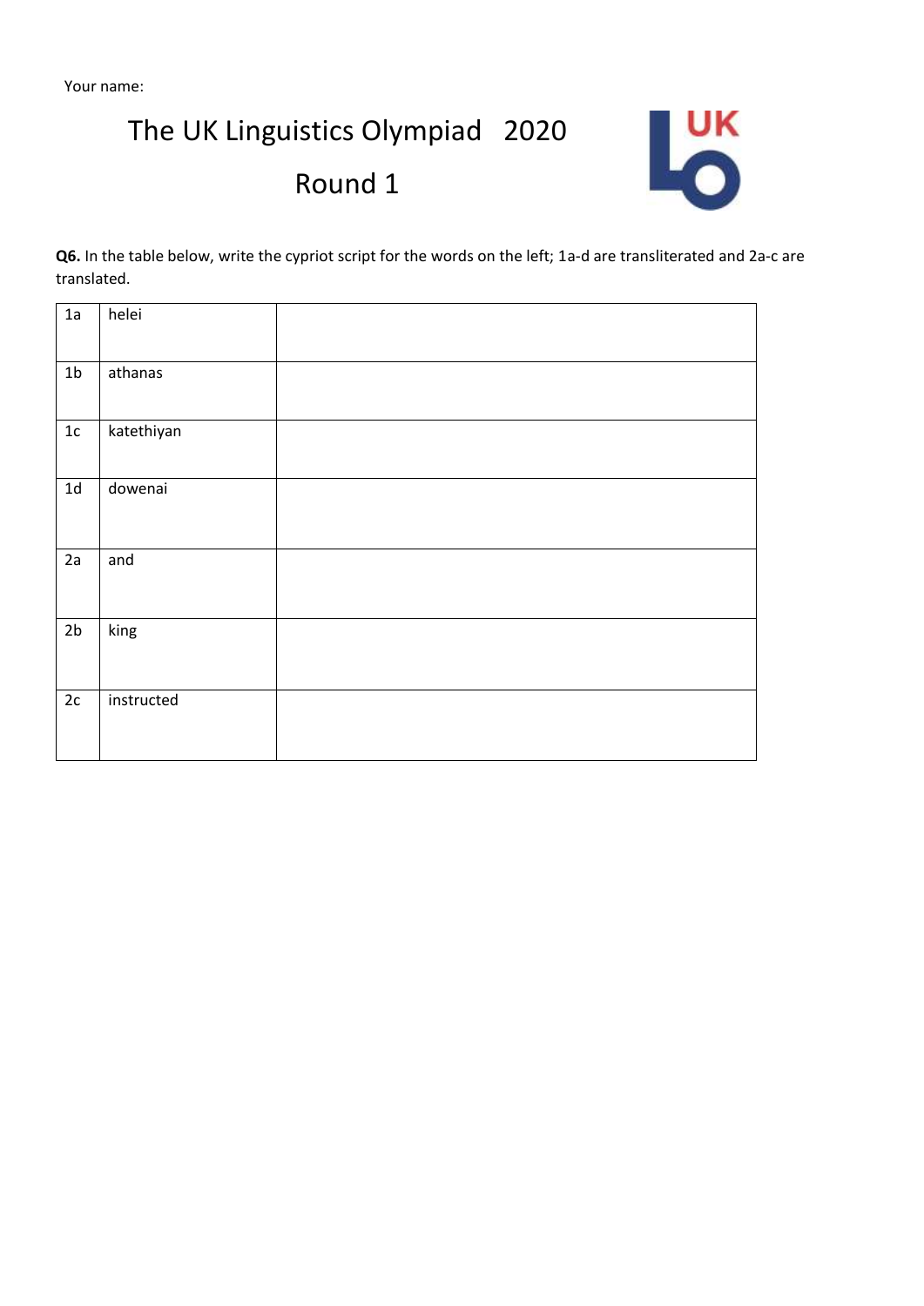Your name:

# The UK Linguistics Olympiad 2020

## Round 1

**Q6.** In the table below, write the cypriot script for the words on the left; 1a-d are transliterated and 2a-c are translated.

| | | |
|---|---|---|
| 1a | helei | |
| 1b | athanas | |
| 1c | katethiyan | |
| 1d | dowenai | |
| 2a | and | |
| 2b | king | |
| 2c | instructed | |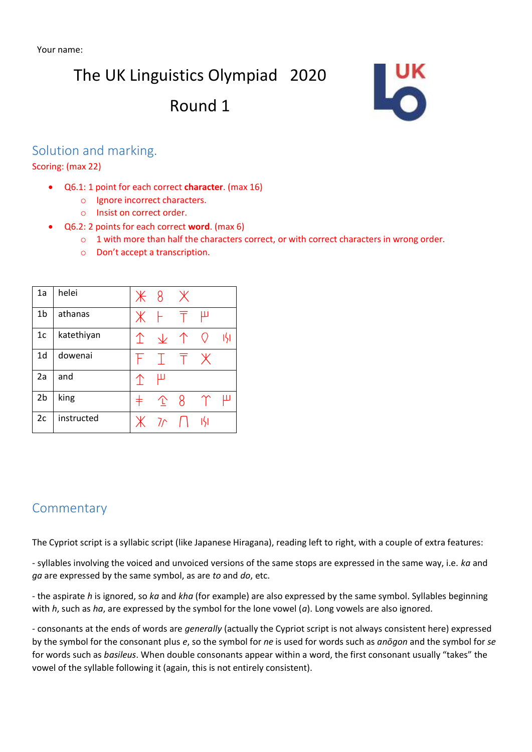Your name:

# The UK Linguistics Olympiad 2020

## Round 1

## Solution and marking.

Scoring: (max 22)

- Q6.1: 1 point for each correct **character**. (max 16)
  - Ignore incorrect characters.
  - Insist on correct order.
- Q6.2: 2 points for each correct **word**. (max 6)
  - 1 with more than half the characters correct, or with correct characters in wrong order.
  - Don't accept a transcription.

| | | |
|---|---|---|
| 1a | helei | 𐠁 𐠐 𐠂 |
| 1b | athanas | 𐠀 𐠭 𐠙 𐠩 |
| 1c | katethiyan | 𐠊 𐠮 𐠯 𐠅 𐠚 |
| 1d | dowenai | 𐠰 𐠳 𐠙 𐠂 |
| 2a | and | 𐠊 𐠩 |
| 2b | king | 𐠞 𐠪 𐠐 𐠄 𐠩 |
| 2c | instructed | 𐠀 𐠜 𐠍 𐠚 |

## Commentary

The Cypriot script is a syllabic script (like Japanese Hiragana), reading left to right, with a couple of extra features:

- syllables involving the voiced and unvoiced versions of the same stops are expressed in the same way, i.e. *ka* and *ga* are expressed by the same symbol, as are *to* and *do*, etc.

- the aspirate *h* is ignored, so *ka* and *kha* (for example) are also expressed by the same symbol. Syllables beginning with *h*, such as *ha*, are expressed by the symbol for the lone vowel (*a*). Long vowels are also ignored.

- consonants at the ends of words are *generally* (actually the Cypriot script is not always consistent here) expressed by the symbol for the consonant plus *e*, so the symbol for *ne* is used for words such as *anōgon* and the symbol for *se* for words such as *basileus*. When double consonants appear within a word, the first consonant usually "takes" the vowel of the syllable following it (again, this is not entirely consistent).